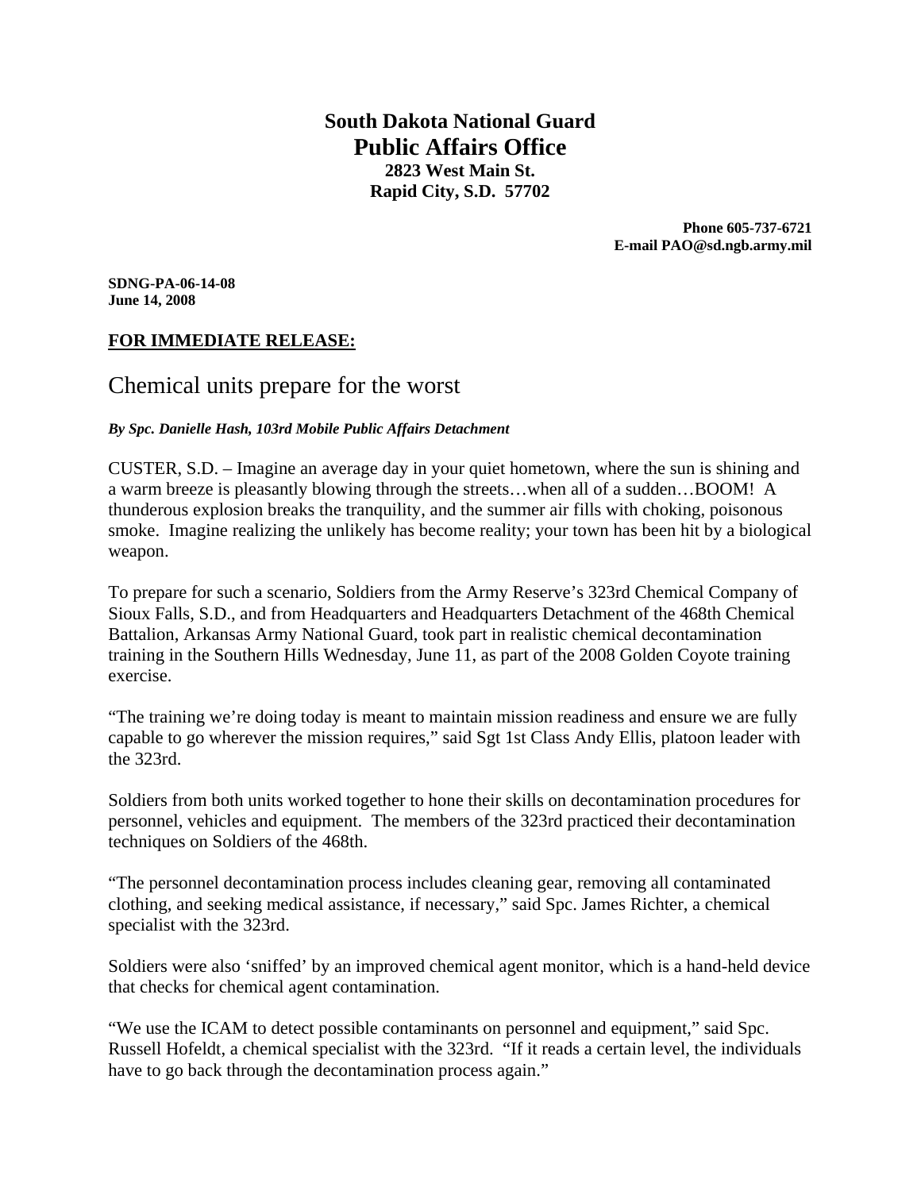**South Dakota National Guard**
# Public Affairs Office
**2823 West Main St.**
**Rapid City, S.D. 57702**

**Phone 605-737-6721**
**E-mail PAO@sd.ngb.army.mil**

**SDNG-PA-06-14-08**
**June 14, 2008**

**FOR IMMEDIATE RELEASE:**

## Chemical units prepare for the worst

***By Spc. Danielle Hash, 103rd Mobile Public Affairs Detachment***

CUSTER, S.D. – Imagine an average day in your quiet hometown, where the sun is shining and a warm breeze is pleasantly blowing through the streets…when all of a sudden…BOOM! A thunderous explosion breaks the tranquility, and the summer air fills with choking, poisonous smoke. Imagine realizing the unlikely has become reality; your town has been hit by a biological weapon.

To prepare for such a scenario, Soldiers from the Army Reserve's 323rd Chemical Company of Sioux Falls, S.D., and from Headquarters and Headquarters Detachment of the 468th Chemical Battalion, Arkansas Army National Guard, took part in realistic chemical decontamination training in the Southern Hills Wednesday, June 11, as part of the 2008 Golden Coyote training exercise.

"The training we're doing today is meant to maintain mission readiness and ensure we are fully capable to go wherever the mission requires," said Sgt 1st Class Andy Ellis, platoon leader with the 323rd.

Soldiers from both units worked together to hone their skills on decontamination procedures for personnel, vehicles and equipment. The members of the 323rd practiced their decontamination techniques on Soldiers of the 468th.

"The personnel decontamination process includes cleaning gear, removing all contaminated clothing, and seeking medical assistance, if necessary," said Spc. James Richter, a chemical specialist with the 323rd.

Soldiers were also 'sniffed' by an improved chemical agent monitor, which is a hand-held device that checks for chemical agent contamination.

"We use the ICAM to detect possible contaminants on personnel and equipment," said Spc. Russell Hofeldt, a chemical specialist with the 323rd. "If it reads a certain level, the individuals have to go back through the decontamination process again."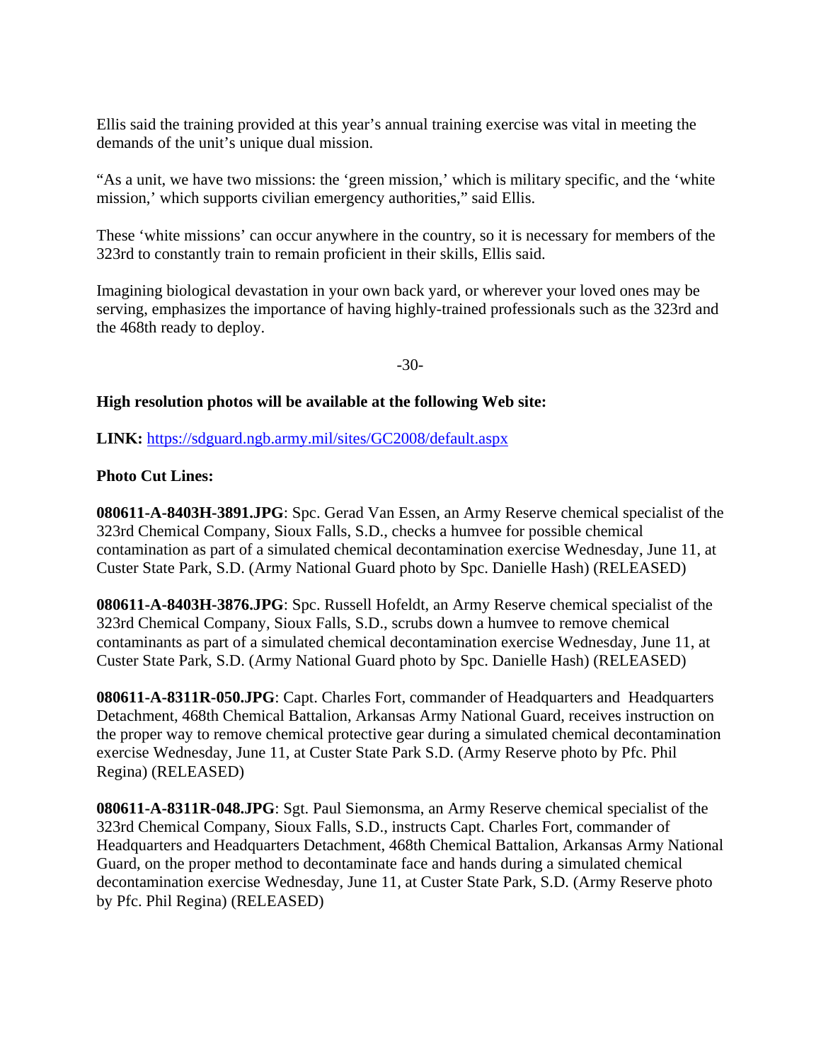Ellis said the training provided at this year's annual training exercise was vital in meeting the demands of the unit's unique dual mission.

"As a unit, we have two missions: the 'green mission,' which is military specific, and the 'white mission,' which supports civilian emergency authorities," said Ellis.

These 'white missions' can occur anywhere in the country, so it is necessary for members of the 323rd to constantly train to remain proficient in their skills, Ellis said.

Imagining biological devastation in your own back yard, or wherever your loved ones may be serving, emphasizes the importance of having highly-trained professionals such as the 323rd and the 468th ready to deploy.

-30-

**High resolution photos will be available at the following Web site:**

**LINK:** https://sdguard.ngb.army.mil/sites/GC2008/default.aspx

**Photo Cut Lines:**

**080611-A-8403H-3891.JPG**: Spc. Gerad Van Essen, an Army Reserve chemical specialist of the 323rd Chemical Company, Sioux Falls, S.D., checks a humvee for possible chemical contamination as part of a simulated chemical decontamination exercise Wednesday, June 11, at Custer State Park, S.D. (Army National Guard photo by Spc. Danielle Hash) (RELEASED)

**080611-A-8403H-3876.JPG**: Spc. Russell Hofeldt, an Army Reserve chemical specialist of the 323rd Chemical Company, Sioux Falls, S.D., scrubs down a humvee to remove chemical contaminants as part of a simulated chemical decontamination exercise Wednesday, June 11, at Custer State Park, S.D. (Army National Guard photo by Spc. Danielle Hash) (RELEASED)

**080611-A-8311R-050.JPG**: Capt. Charles Fort, commander of Headquarters and Headquarters Detachment, 468th Chemical Battalion, Arkansas Army National Guard, receives instruction on the proper way to remove chemical protective gear during a simulated chemical decontamination exercise Wednesday, June 11, at Custer State Park S.D. (Army Reserve photo by Pfc. Phil Regina) (RELEASED)

**080611-A-8311R-048.JPG**: Sgt. Paul Siemonsma, an Army Reserve chemical specialist of the 323rd Chemical Company, Sioux Falls, S.D., instructs Capt. Charles Fort, commander of Headquarters and Headquarters Detachment, 468th Chemical Battalion, Arkansas Army National Guard, on the proper method to decontaminate face and hands during a simulated chemical decontamination exercise Wednesday, June 11, at Custer State Park, S.D. (Army Reserve photo by Pfc. Phil Regina) (RELEASED)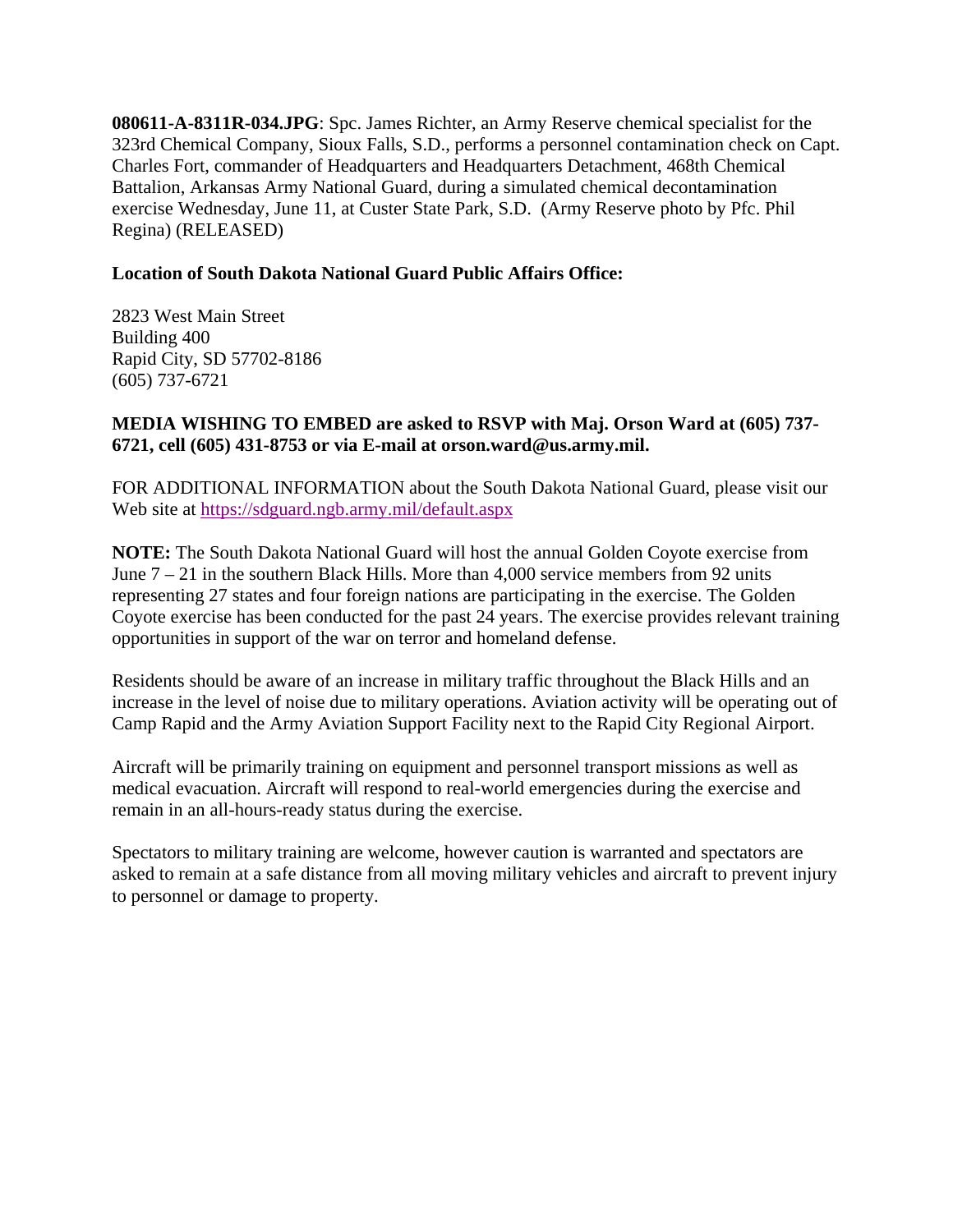**080611-A-8311R-034.JPG**: Spc. James Richter, an Army Reserve chemical specialist for the 323rd Chemical Company, Sioux Falls, S.D., performs a personnel contamination check on Capt. Charles Fort, commander of Headquarters and Headquarters Detachment, 468th Chemical Battalion, Arkansas Army National Guard, during a simulated chemical decontamination exercise Wednesday, June 11, at Custer State Park, S.D. (Army Reserve photo by Pfc. Phil Regina) (RELEASED)

**Location of South Dakota National Guard Public Affairs Office:**

2823 West Main Street
Building 400
Rapid City, SD 57702-8186
(605) 737-6721

**MEDIA WISHING TO EMBED are asked to RSVP with Maj. Orson Ward at (605) 737-6721, cell (605) 431-8753 or via E-mail at orson.ward@us.army.mil.**

FOR ADDITIONAL INFORMATION about the South Dakota National Guard, please visit our Web site at https://sdguard.ngb.army.mil/default.aspx

**NOTE:** The South Dakota National Guard will host the annual Golden Coyote exercise from June 7 – 21 in the southern Black Hills. More than 4,000 service members from 92 units representing 27 states and four foreign nations are participating in the exercise. The Golden Coyote exercise has been conducted for the past 24 years. The exercise provides relevant training opportunities in support of the war on terror and homeland defense.

Residents should be aware of an increase in military traffic throughout the Black Hills and an increase in the level of noise due to military operations. Aviation activity will be operating out of Camp Rapid and the Army Aviation Support Facility next to the Rapid City Regional Airport.

Aircraft will be primarily training on equipment and personnel transport missions as well as medical evacuation. Aircraft will respond to real-world emergencies during the exercise and remain in an all-hours-ready status during the exercise.

Spectators to military training are welcome, however caution is warranted and spectators are asked to remain at a safe distance from all moving military vehicles and aircraft to prevent injury to personnel or damage to property.